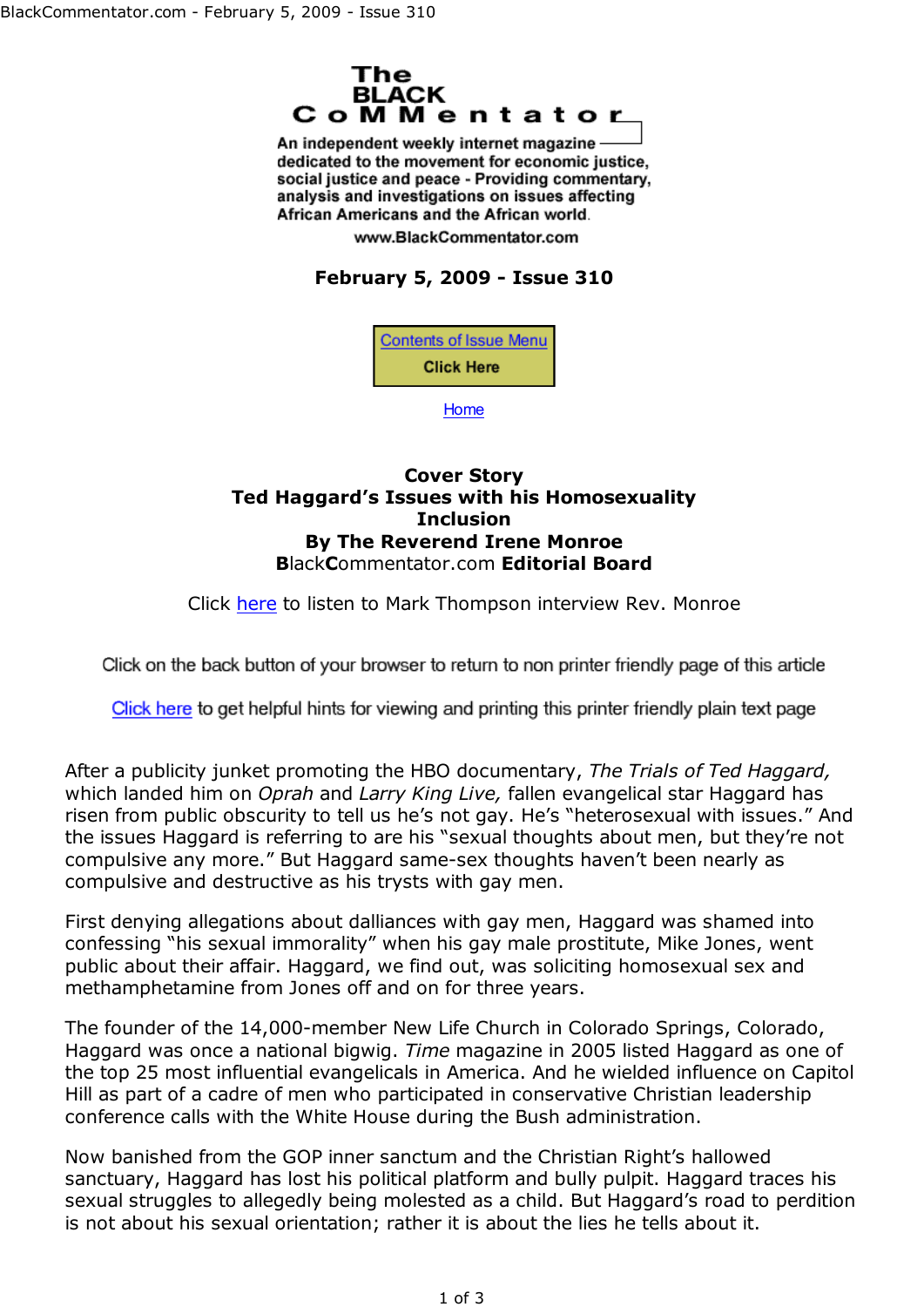# The BLACK CoMMentator

An independent weekly internet magazine dedicated to the movement for economic justice, social justice and peace - Providing commentary, analysis and investigations on issues affecting African Americans and the African world.

www.BlackCommentator.com

**February 5, 2009 - Issue 310**

Contents of Issue Menu
Click Here

Home

## Cover Story
## Ted Haggard's Issues with his Homosexuality
### Inclusion
### By The Reverend Irene Monroe
**B**lack**C**ommentator.com **Editorial Board**

Click here to listen to Mark Thompson interview Rev. Monroe

Click on the back button of your browser to return to non printer friendly page of this article

Click here to get helpful hints for viewing and printing this printer friendly plain text page

After a publicity junket promoting the HBO documentary, *The Trials of Ted Haggard,* which landed him on *Oprah* and *Larry King Live,* fallen evangelical star Haggard has risen from public obscurity to tell us he's not gay. He's "heterosexual with issues." And the issues Haggard is referring to are his "sexual thoughts about men, but they're not compulsive any more." But Haggard same-sex thoughts haven't been nearly as compulsive and destructive as his trysts with gay men.

First denying allegations about dalliances with gay men, Haggard was shamed into confessing "his sexual immorality" when his gay male prostitute, Mike Jones, went public about their affair. Haggard, we find out, was soliciting homosexual sex and methamphetamine from Jones off and on for three years.

The founder of the 14,000-member New Life Church in Colorado Springs, Colorado, Haggard was once a national bigwig. *Time* magazine in 2005 listed Haggard as one of the top 25 most influential evangelicals in America. And he wielded influence on Capitol Hill as part of a cadre of men who participated in conservative Christian leadership conference calls with the White House during the Bush administration.

Now banished from the GOP inner sanctum and the Christian Right's hallowed sanctuary, Haggard has lost his political platform and bully pulpit. Haggard traces his sexual struggles to allegedly being molested as a child. But Haggard's road to perdition is not about his sexual orientation; rather it is about the lies he tells about it.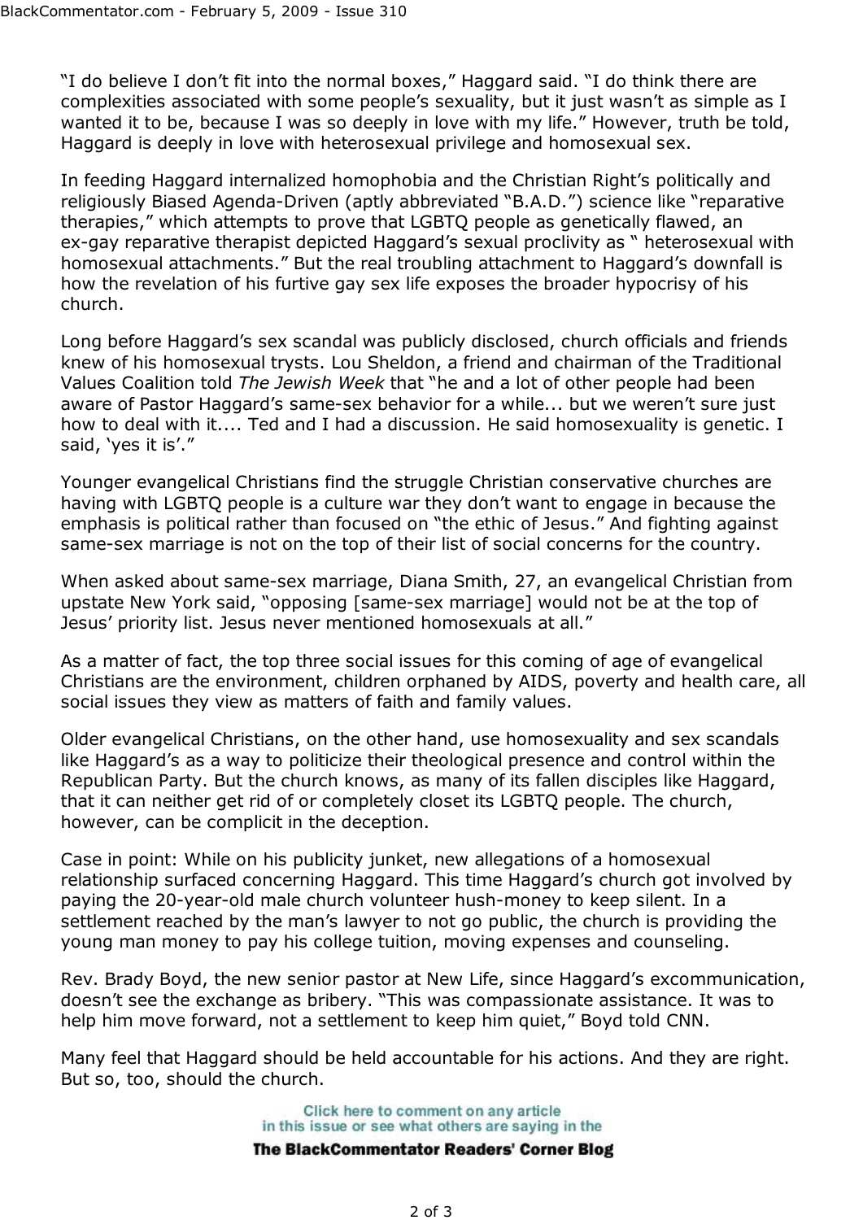"I do believe I don't fit into the normal boxes," Haggard said. "I do think there are complexities associated with some people's sexuality, but it just wasn't as simple as I wanted it to be, because I was so deeply in love with my life." However, truth be told, Haggard is deeply in love with heterosexual privilege and homosexual sex.

In feeding Haggard internalized homophobia and the Christian Right's politically and religiously Biased Agenda-Driven (aptly abbreviated "B.A.D.") science like "reparative therapies," which attempts to prove that LGBTQ people as genetically flawed, an ex-gay reparative therapist depicted Haggard's sexual proclivity as " heterosexual with homosexual attachments." But the real troubling attachment to Haggard's downfall is how the revelation of his furtive gay sex life exposes the broader hypocrisy of his church.

Long before Haggard's sex scandal was publicly disclosed, church officials and friends knew of his homosexual trysts. Lou Sheldon, a friend and chairman of the Traditional Values Coalition told *The Jewish Week* that "he and a lot of other people had been aware of Pastor Haggard's same-sex behavior for a while... but we weren't sure just how to deal with it.... Ted and I had a discussion. He said homosexuality is genetic. I said, 'yes it is'."

Younger evangelical Christians find the struggle Christian conservative churches are having with LGBTQ people is a culture war they don't want to engage in because the emphasis is political rather than focused on "the ethic of Jesus." And fighting against same-sex marriage is not on the top of their list of social concerns for the country.

When asked about same-sex marriage, Diana Smith, 27, an evangelical Christian from upstate New York said, "opposing [same-sex marriage] would not be at the top of Jesus' priority list. Jesus never mentioned homosexuals at all."

As a matter of fact, the top three social issues for this coming of age of evangelical Christians are the environment, children orphaned by AIDS, poverty and health care, all social issues they view as matters of faith and family values.

Older evangelical Christians, on the other hand, use homosexuality and sex scandals like Haggard's as a way to politicize their theological presence and control within the Republican Party. But the church knows, as many of its fallen disciples like Haggard, that it can neither get rid of or completely closet its LGBTQ people. The church, however, can be complicit in the deception.

Case in point: While on his publicity junket, new allegations of a homosexual relationship surfaced concerning Haggard. This time Haggard's church got involved by paying the 20-year-old male church volunteer hush-money to keep silent. In a settlement reached by the man's lawyer to not go public, the church is providing the young man money to pay his college tuition, moving expenses and counseling.

Rev. Brady Boyd, the new senior pastor at New Life, since Haggard's excommunication, doesn't see the exchange as bribery. "This was compassionate assistance. It was to help him move forward, not a settlement to keep him quiet," Boyd told CNN.

Many feel that Haggard should be held accountable for his actions. And they are right. But so, too, should the church.

Click here to comment on any article in this issue or see what others are saying in the

**The BlackCommentator Readers' Corner Blog**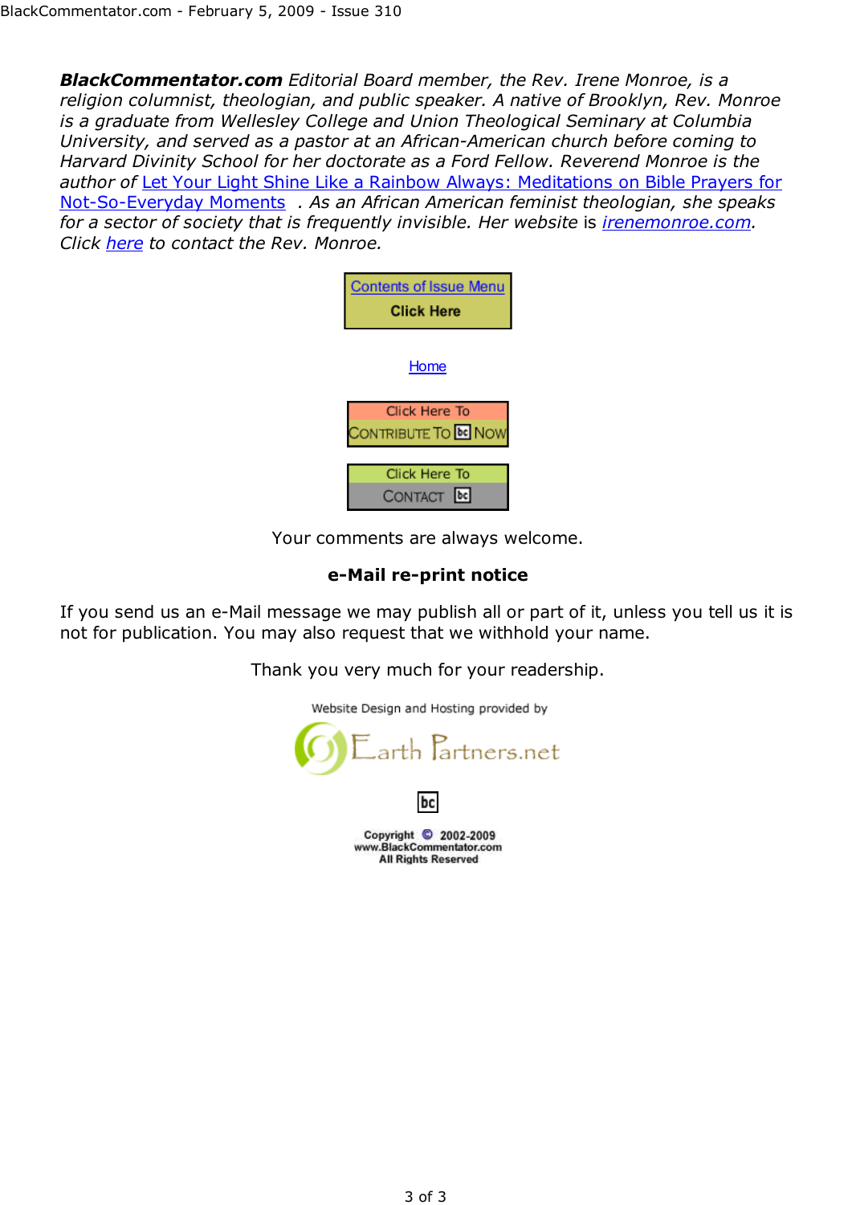***BlackCommentator.com*** *Editorial Board member, the Rev. Irene Monroe, is a religion columnist, theologian, and public speaker. A native of Brooklyn, Rev. Monroe is a graduate from Wellesley College and Union Theological Seminary at Columbia University, and served as a pastor at an African-American church before coming to Harvard Divinity School for her doctorate as a Ford Fellow. Reverend Monroe is the author of* Let Your Light Shine Like a Rainbow Always: Meditations on Bible Prayers for Not-So-Everyday Moments *. As an African American feminist theologian, she speaks for a sector of society that is frequently invisible. Her website is* irenemonroe.com*. Click* here *to contact the Rev. Monroe.*

Contents of Issue Menu
Click Here

Home

Click Here To
CONTRIBUTE TO bc NOW

Click Here To
CONTACT bc

Your comments are always welcome.

**e-Mail re-print notice**

If you send us an e-Mail message we may publish all or part of it, unless you tell us it is not for publication. You may also request that we withhold your name.

Thank you very much for your readership.

Website Design and Hosting provided by

Earth Partners.net

bc

Copyright © 2002-2009
www.BlackCommentator.com
All Rights Reserved